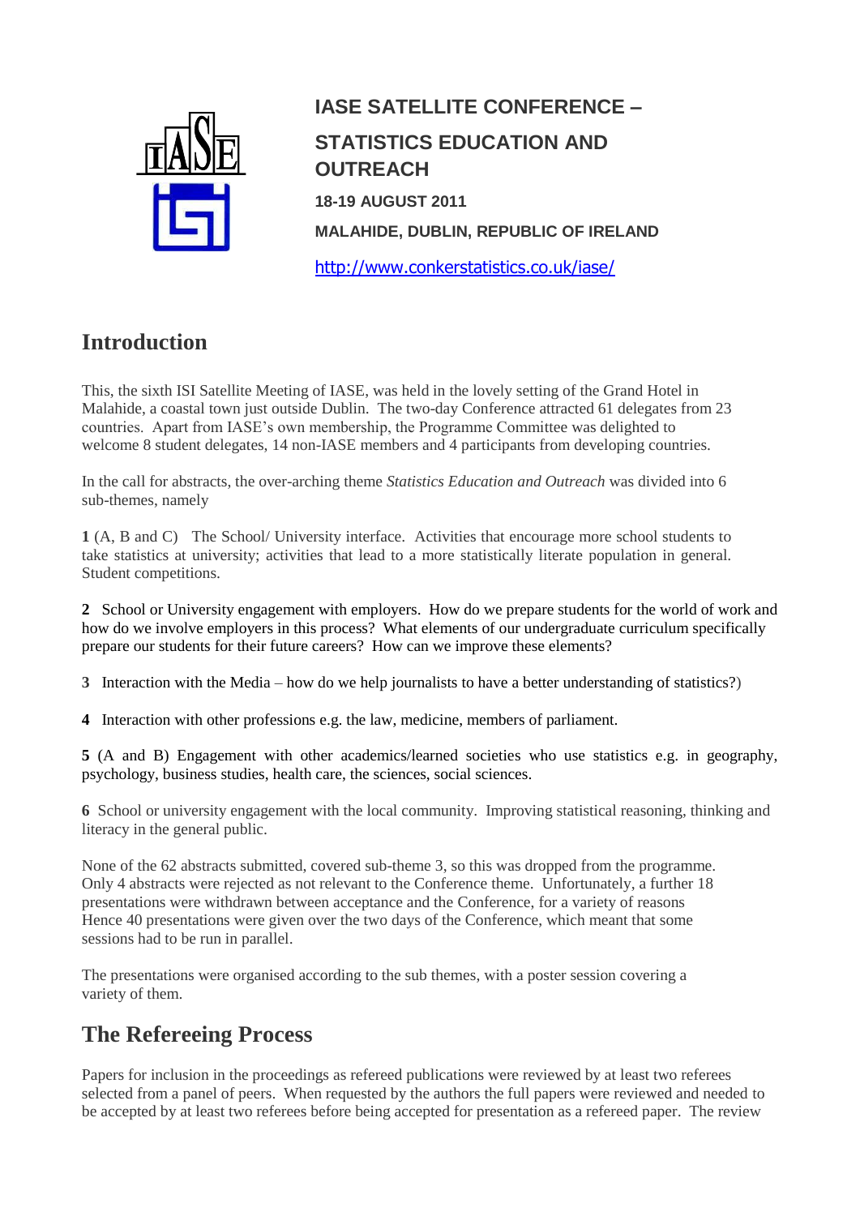# IASE SATELLITE CONFERENCE – STATISTICS EDUCATION AND OUTREACH

**18-19 AUGUST 2011**

**MALAHIDE, DUBLIN, REPUBLIC OF IRELAND**

http://www.conkerstatistics.co.uk/iase/

## Introduction

This, the sixth ISI Satellite Meeting of IASE, was held in the lovely setting of the Grand Hotel in Malahide, a coastal town just outside Dublin. The two-day Conference attracted 61 delegates from 23 countries. Apart from IASE's own membership, the Programme Committee was delighted to welcome 8 student delegates, 14 non-IASE members and 4 participants from developing countries.

In the call for abstracts, the over-arching theme *Statistics Education and Outreach* was divided into 6 sub-themes, namely

**1** (A, B and C) The School/ University interface. Activities that encourage more school students to take statistics at university; activities that lead to a more statistically literate population in general. Student competitions.

**2** School or University engagement with employers. How do we prepare students for the world of work and how do we involve employers in this process? What elements of our undergraduate curriculum specifically prepare our students for their future careers? How can we improve these elements?

**3** Interaction with the Media – how do we help journalists to have a better understanding of statistics?)

**4** Interaction with other professions e.g. the law, medicine, members of parliament.

**5** (A and B) Engagement with other academics/learned societies who use statistics e.g. in geography, psychology, business studies, health care, the sciences, social sciences.

**6** School or university engagement with the local community. Improving statistical reasoning, thinking and literacy in the general public.

None of the 62 abstracts submitted, covered sub-theme 3, so this was dropped from the programme. Only 4 abstracts were rejected as not relevant to the Conference theme. Unfortunately, a further 18 presentations were withdrawn between acceptance and the Conference, for a variety of reasons Hence 40 presentations were given over the two days of the Conference, which meant that some sessions had to be run in parallel.

The presentations were organised according to the sub themes, with a poster session covering a variety of them.

## The Refereeing Process

Papers for inclusion in the proceedings as refereed publications were reviewed by at least two referees selected from a panel of peers. When requested by the authors the full papers were reviewed and needed to be accepted by at least two referees before being accepted for presentation as a refereed paper. The review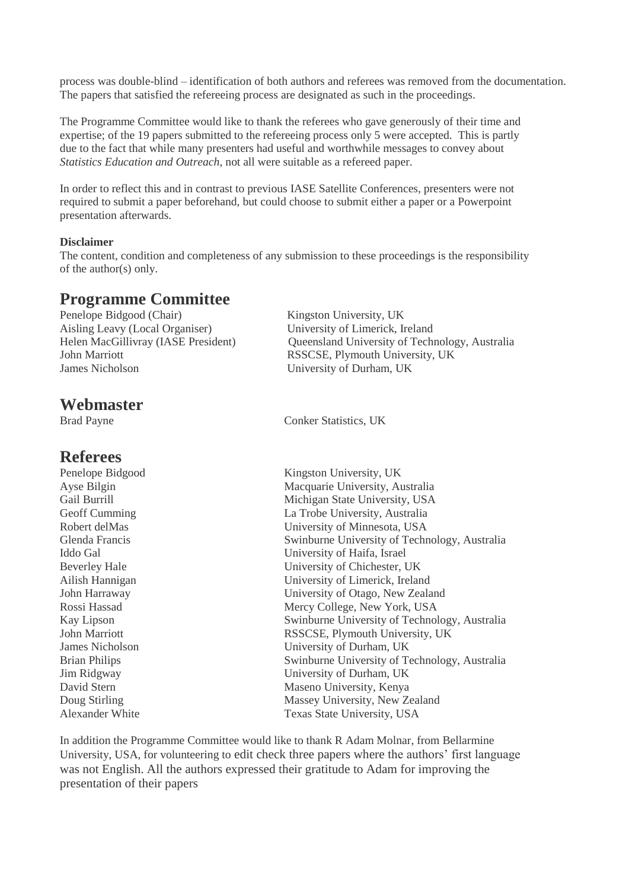process was double-blind – identification of both authors and referees was removed from the documentation. The papers that satisfied the refereeing process are designated as such in the proceedings.

The Programme Committee would like to thank the referees who gave generously of their time and expertise; of the 19 papers submitted to the refereeing process only 5 were accepted. This is partly due to the fact that while many presenters had useful and worthwhile messages to convey about *Statistics Education and Outreach*, not all were suitable as a refereed paper.

In order to reflect this and in contrast to previous IASE Satellite Conferences, presenters were not required to submit a paper beforehand, but could choose to submit either a paper or a Powerpoint presentation afterwards.

**Disclaimer**

The content, condition and completeness of any submission to these proceedings is the responsibility of the author(s) only.

## Programme Committee

| | |
|---|---|
| Penelope Bidgood (Chair) | Kingston University, UK |
| Aisling Leavy (Local Organiser) | University of Limerick, Ireland |
| Helen MacGillivray (IASE President) | Queensland University of Technology, Australia |
| John Marriott | RSSCSE, Plymouth University, UK |
| James Nicholson | University of Durham, UK |

## Webmaster

| | |
|---|---|
| Brad Payne | Conker Statistics, UK |

## Referees

| | |
|---|---|
| Penelope Bidgood | Kingston University, UK |
| Ayse Bilgin | Macquarie University, Australia |
| Gail Burrill | Michigan State University, USA |
| Geoff Cumming | La Trobe University, Australia |
| Robert delMas | University of Minnesota, USA |
| Glenda Francis | Swinburne University of Technology, Australia |
| Iddo Gal | University of Haifa, Israel |
| Beverley Hale | University of Chichester, UK |
| Ailish Hannigan | University of Limerick, Ireland |
| John Harraway | University of Otago, New Zealand |
| Rossi Hassad | Mercy College, New York, USA |
| Kay Lipson | Swinburne University of Technology, Australia |
| John Marriott | RSSCSE, Plymouth University, UK |
| James Nicholson | University of Durham, UK |
| Brian Philips | Swinburne University of Technology, Australia |
| Jim Ridgway | University of Durham, UK |
| David Stern | Maseno University, Kenya |
| Doug Stirling | Massey University, New Zealand |
| Alexander White | Texas State University, USA |

In addition the Programme Committee would like to thank R Adam Molnar, from Bellarmine University, USA, for volunteering to edit check three papers where the authors' first language was not English. All the authors expressed their gratitude to Adam for improving the presentation of their papers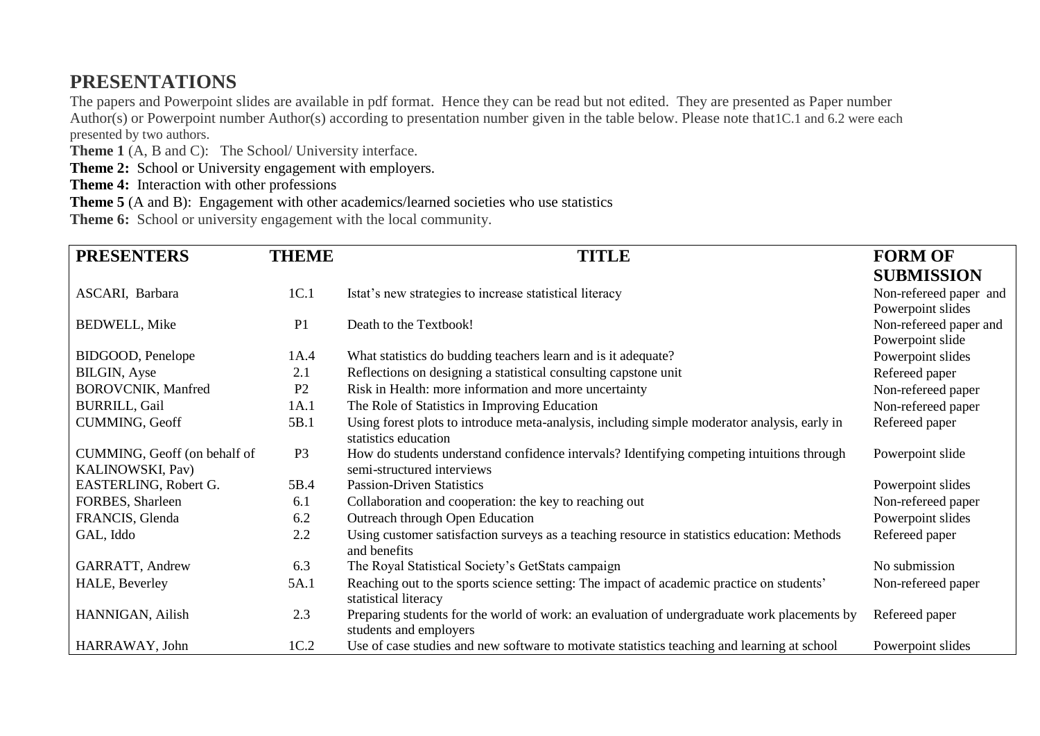## PRESENTATIONS

The papers and Powerpoint slides are available in pdf format. Hence they can be read but not edited. They are presented as Paper number Author(s) or Powerpoint number Author(s) according to presentation number given in the table below. Please note that1C.1 and 6.2 were each presented by two authors.

**Theme 1** (A, B and C): The School/ University interface.

**Theme 2:** School or University engagement with employers.

**Theme 4:** Interaction with other professions

**Theme 5** (A and B): Engagement with other academics/learned societies who use statistics

**Theme 6:** School or university engagement with the local community.

| PRESENTERS | THEME | TITLE | FORM OF SUBMISSION |
|---|---|---|---|
| ASCARI, Barbara | 1C.1 | Istat's new strategies to increase statistical literacy | Non-refereed paper and Powerpoint slides |
| BEDWELL, Mike | P1 | Death to the Textbook! | Non-refereed paper and Powerpoint slide |
| BIDGOOD, Penelope | 1A.4 | What statistics do budding teachers learn and is it adequate? | Powerpoint slides |
| BILGIN, Ayse | 2.1 | Reflections on designing a statistical consulting capstone unit | Refereed paper |
| BOROVCNIK, Manfred | P2 | Risk in Health: more information and more uncertainty | Non-refereed paper |
| BURRILL, Gail | 1A.1 | The Role of Statistics in Improving Education | Non-refereed paper |
| CUMMING, Geoff | 5B.1 | Using forest plots to introduce meta-analysis, including simple moderator analysis, early in statistics education | Refereed paper |
| CUMMING, Geoff (on behalf of KALINOWSKI, Pav) | P3 | How do students understand confidence intervals? Identifying competing intuitions through semi-structured interviews | Powerpoint slide |
| EASTERLING, Robert G. | 5B.4 | Passion-Driven Statistics | Powerpoint slides |
| FORBES, Sharleen | 6.1 | Collaboration and cooperation: the key to reaching out | Non-refereed paper |
| FRANCIS, Glenda | 6.2 | Outreach through Open Education | Powerpoint slides |
| GAL, Iddo | 2.2 | Using customer satisfaction surveys as a teaching resource in statistics education: Methods and benefits | Refereed paper |
| GARRATT, Andrew | 6.3 | The Royal Statistical Society's GetStats campaign | No submission |
| HALE, Beverley | 5A.1 | Reaching out to the sports science setting: The impact of academic practice on students' statistical literacy | Non-refereed paper |
| HANNIGAN, Ailish | 2.3 | Preparing students for the world of work: an evaluation of undergraduate work placements by students and employers | Refereed paper |
| HARRAWAY, John | 1C.2 | Use of case studies and new software to motivate statistics teaching and learning at school | Powerpoint slides |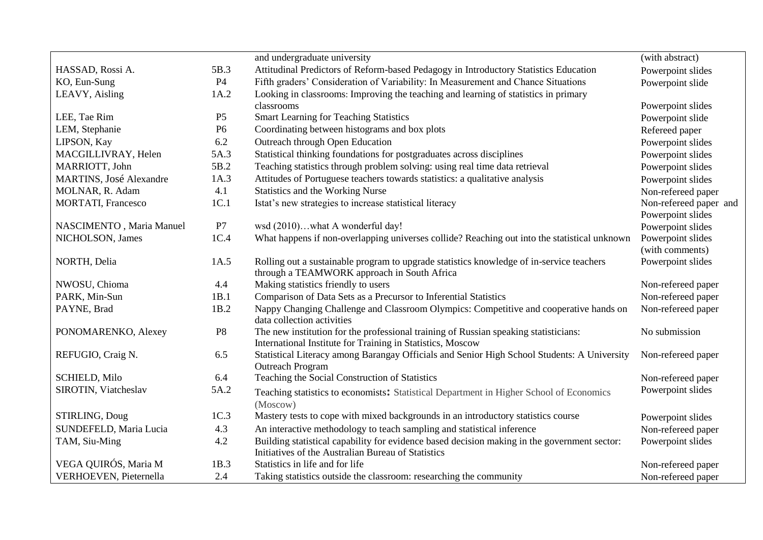|  |  |  |  |
|---|---|---|---|
|  |  | and undergraduate university | (with abstract) |
| HASSAD, Rossi A. | 5B.3 | Attitudinal Predictors of Reform-based Pedagogy in Introductory Statistics Education | Powerpoint slides |
| KO, Eun-Sung | P4 | Fifth graders' Consideration of Variability: In Measurement and Chance Situations | Powerpoint slide |
| LEAVY, Aisling | 1A.2 | Looking in classrooms: Improving the teaching and learning of statistics in primary classrooms | Powerpoint slides |
| LEE, Tae Rim | P5 | Smart Learning for Teaching Statistics | Powerpoint slide |
| LEM, Stephanie | P6 | Coordinating between histograms and box plots | Refereed paper |
| LIPSON, Kay | 6.2 | Outreach through Open Education | Powerpoint slides |
| MACGILLIVRAY, Helen | 5A.3 | Statistical thinking foundations for postgraduates across disciplines | Powerpoint slides |
| MARRIOTT, John | 5B.2 | Teaching statistics through problem solving: using real time data retrieval | Powerpoint slides |
| MARTINS, José Alexandre | 1A.3 | Attitudes of Portuguese teachers towards statistics: a qualitative analysis | Powerpoint slides |
| MOLNAR, R. Adam | 4.1 | Statistics and the Working Nurse | Non-refereed paper |
| MORTATI, Francesco | 1C.1 | Istat's new strategies to increase statistical literacy | Non-refereed paper and Powerpoint slides |
| NASCIMENTO , Maria Manuel | P7 | wsd (2010)…what A wonderful day! | Powerpoint slides |
| NICHOLSON, James | 1C.4 | What happens if non-overlapping universes collide? Reaching out into the statistical unknown | Powerpoint slides (with comments) |
| NORTH, Delia | 1A.5 | Rolling out a sustainable program to upgrade statistics knowledge of in-service teachers through a TEAMWORK approach in South Africa | Powerpoint slides |
| NWOSU, Chioma | 4.4 | Making statistics friendly to users | Non-refereed paper |
| PARK, Min-Sun | 1B.1 | Comparison of Data Sets as a Precursor to Inferential Statistics | Non-refereed paper |
| PAYNE, Brad | 1B.2 | Nappy Changing Challenge and Classroom Olympics: Competitive and cooperative hands on data collection activities | Non-refereed paper |
| PONOMARENKO, Alexey | P8 | The new institution for the professional training of Russian speaking statisticians: International Institute for Training in Statistics, Moscow | No submission |
| REFUGIO, Craig N. | 6.5 | Statistical Literacy among Barangay Officials and Senior High School Students: A University Outreach Program | Non-refereed paper |
| SCHIELD, Milo | 6.4 | Teaching the Social Construction of Statistics | Non-refereed paper |
| SIROTIN, Viatcheslav | 5A.2 | Teaching statistics to economists: Statistical Department in Higher School of Economics (Moscow) | Powerpoint slides |
| STIRLING, Doug | 1C.3 | Mastery tests to cope with mixed backgrounds in an introductory statistics course | Powerpoint slides |
| SUNDEFELD, Maria Lucia | 4.3 | An interactive methodology to teach sampling and statistical inference | Non-refereed paper |
| TAM, Siu-Ming | 4.2 | Building statistical capability for evidence based decision making in the government sector: Initiatives of the Australian Bureau of Statistics | Powerpoint slides |
| VEGA QUIRÓS, Maria M | 1B.3 | Statistics in life and for life | Non-refereed paper |
| VERHOEVEN, Pieternella | 2.4 | Taking statistics outside the classroom: researching the community | Non-refereed paper |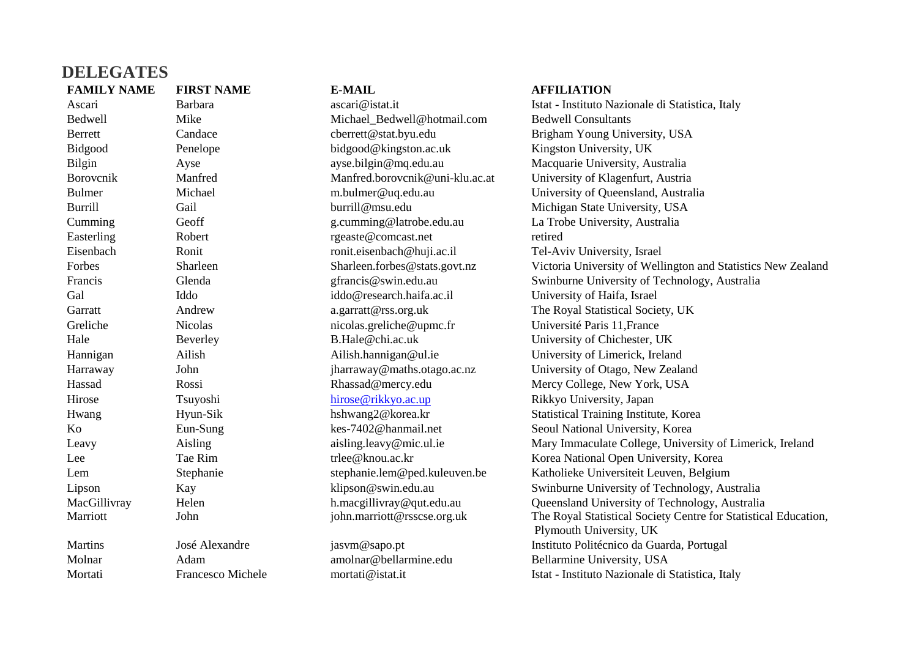## DELEGATES

| FAMILY NAME | FIRST NAME | E-MAIL | AFFILIATION |
|---|---|---|---|
| Ascari | Barbara | ascari@istat.it | Istat - Instituto Nazionale di Statistica, Italy |
| Bedwell | Mike | Michael_Bedwell@hotmail.com | Bedwell Consultants |
| Berrett | Candace | cberrett@stat.byu.edu | Brigham Young University, USA |
| Bidgood | Penelope | bidgood@kingston.ac.uk | Kingston University, UK |
| Bilgin | Ayse | ayse.bilgin@mq.edu.au | Macquarie University, Australia |
| Borovcnik | Manfred | Manfred.borovcnik@uni-klu.ac.at | University of Klagenfurt, Austria |
| Bulmer | Michael | m.bulmer@uq.edu.au | University of Queensland, Australia |
| Burrill | Gail | burrill@msu.edu | Michigan State University, USA |
| Cumming | Geoff | g.cumming@latrobe.edu.au | La Trobe University, Australia |
| Easterling | Robert | rgeaste@comcast.net | retired |
| Eisenbach | Ronit | ronit.eisenbach@huji.ac.il | Tel-Aviv University, Israel |
| Forbes | Sharleen | Sharleen.forbes@stats.govt.nz | Victoria University of Wellington and Statistics New Zealand |
| Francis | Glenda | gfrancis@swin.edu.au | Swinburne University of Technology, Australia |
| Gal | Iddo | iddo@research.haifa.ac.il | University of Haifa, Israel |
| Garratt | Andrew | a.garratt@rss.org.uk | The Royal Statistical Society, UK |
| Greliche | Nicolas | nicolas.greliche@upmc.fr | Université Paris 11,France |
| Hale | Beverley | B.Hale@chi.ac.uk | University of Chichester, UK |
| Hannigan | Ailish | Ailish.hannigan@ul.ie | University of Limerick, Ireland |
| Harraway | John | jharraway@maths.otago.ac.nz | University of Otago, New Zealand |
| Hassad | Rossi | Rhassad@mercy.edu | Mercy College, New York, USA |
| Hirose | Tsuyoshi | hirose@rikkyo.ac.up | Rikkyo University, Japan |
| Hwang | Hyun-Sik | hshwang2@korea.kr | Statistical Training Institute, Korea |
| Ko | Eun-Sung | kes-7402@hanmail.net | Seoul National University, Korea |
| Leavy | Aisling | aisling.leavy@mic.ul.ie | Mary Immaculate College, University of Limerick, Ireland |
| Lee | Tae Rim | trlee@knou.ac.kr | Korea National Open University, Korea |
| Lem | Stephanie | stephanie.lem@ped.kuleuven.be | Katholieke Universiteit Leuven, Belgium |
| Lipson | Kay | klipson@swin.edu.au | Swinburne University of Technology, Australia |
| MacGillivray | Helen | h.macgillivray@qut.edu.au | Queensland University of Technology, Australia |
| Marriott | John | john.marriott@rsscse.org.uk | The Royal Statistical Society Centre for Statistical Education, Plymouth University, UK |
| Martins | José Alexandre | jasvm@sapo.pt | Instituto Politécnico da Guarda, Portugal |
| Molnar | Adam | amolnar@bellarmine.edu | Bellarmine University, USA |
| Mortati | Francesco Michele | mortati@istat.it | Istat - Instituto Nazionale di Statistica, Italy |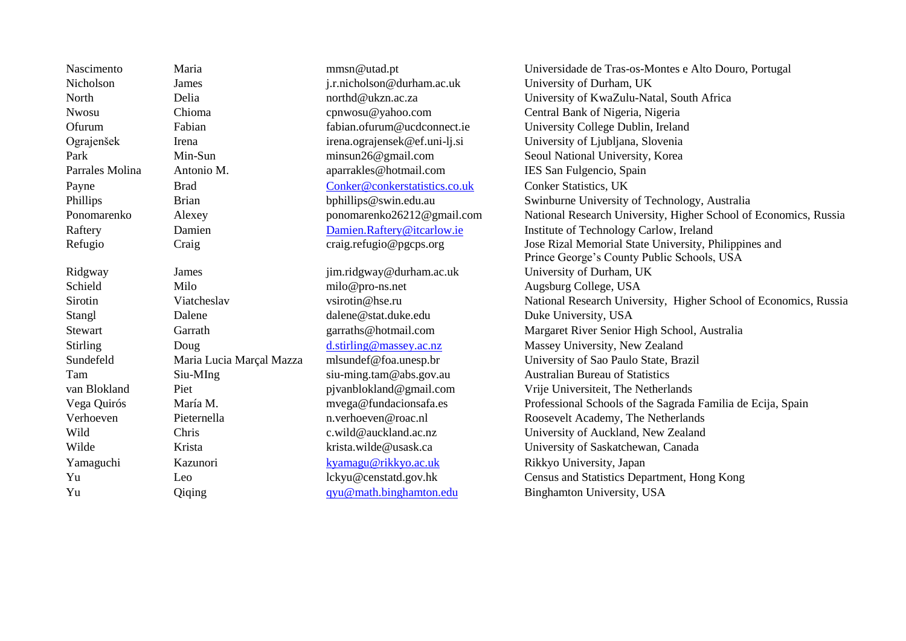| | | | |
|---|---|---|---|
| Nascimento | Maria | mmsn@utad.pt | Universidade de Tras-os-Montes e Alto Douro, Portugal |
| Nicholson | James | j.r.nicholson@durham.ac.uk | University of Durham, UK |
| North | Delia | northd@ukzn.ac.za | University of KwaZulu-Natal, South Africa |
| Nwosu | Chioma | cpnwosu@yahoo.com | Central Bank of Nigeria, Nigeria |
| Ofurum | Fabian | fabian.ofurum@ucdconnect.ie | University College Dublin, Ireland |
| Ograjenšek | Irena | irena.ograjensek@ef.uni-lj.si | University of Ljubljana, Slovenia |
| Park | Min-Sun | minsun26@gmail.com | Seoul National University, Korea |
| Parrales Molina | Antonio M. | aparrakles@hotmail.com | IES San Fulgencio, Spain |
| Payne | Brad | Conker@conkerstatistics.co.uk | Conker Statistics, UK |
| Phillips | Brian | bphillips@swin.edu.au | Swinburne University of Technology, Australia |
| Ponomarenko | Alexey | ponomarenko26212@gmail.com | National Research University, Higher School of Economics, Russia |
| Raftery | Damien | Damien.Raftery@itcarlow.ie | Institute of Technology Carlow, Ireland |
| Refugio | Craig | craig.refugio@pgcps.org | Jose Rizal Memorial State University, Philippines and Prince George's County Public Schools, USA |
| Ridgway | James | jim.ridgway@durham.ac.uk | University of Durham, UK |
| Schield | Milo | milo@pro-ns.net | Augsburg College, USA |
| Sirotin | Viatcheslav | vsirotin@hse.ru | National Research University, Higher School of Economics, Russia |
| Stangl | Dalene | dalene@stat.duke.edu | Duke University, USA |
| Stewart | Garrath | garraths@hotmail.com | Margaret River Senior High School, Australia |
| Stirling | Doug | d.stirling@massey.ac.nz | Massey University, New Zealand |
| Sundefeld | Maria Lucia Marçal Mazza | mlsundef@foa.unesp.br | University of Sao Paulo State, Brazil |
| Tam | Siu-MIng | siu-ming.tam@abs.gov.au | Australian Bureau of Statistics |
| van Blokland | Piet | pjvanblokland@gmail.com | Vrije Universiteit, The Netherlands |
| Vega Quirós | María M. | mvega@fundacionsafa.es | Professional Schools of the Sagrada Familia de Ecija, Spain |
| Verhoeven | Pieternella | n.verhoeven@roac.nl | Roosevelt Academy, The Netherlands |
| Wild | Chris | c.wild@auckland.ac.nz | University of Auckland, New Zealand |
| Wilde | Krista | krista.wilde@usask.ca | University of Saskatchewan, Canada |
| Yamaguchi | Kazunori | kyamagu@rikkyo.ac.uk | Rikkyo University, Japan |
| Yu | Leo | lckyu@censtatd.gov.hk | Census and Statistics Department, Hong Kong |
| Yu | Qiqing | qyu@math.binghamton.edu | Binghamton University, USA |